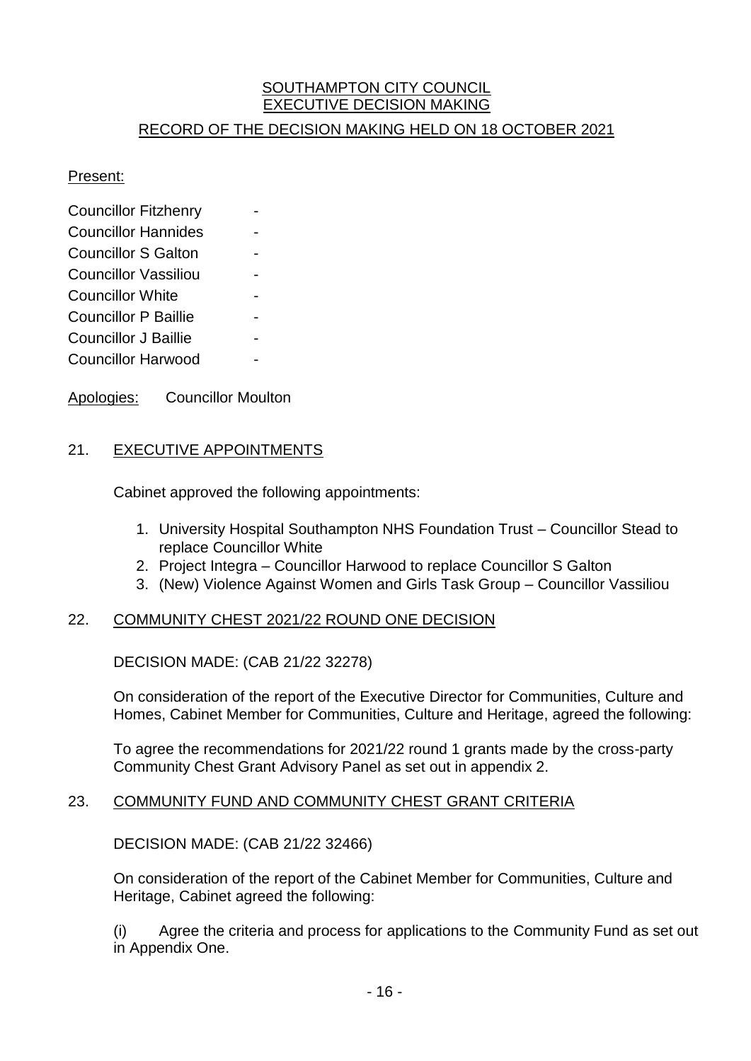SOUTHAMPTON CITY COUNCIL
EXECUTIVE DECISION MAKING

RECORD OF THE DECISION MAKING HELD ON 18 OCTOBER 2021

Present:

Councillor Fitzhenry -
Councillor Hannides -
Councillor S Galton -
Councillor Vassiliou -
Councillor White -
Councillor P Baillie -
Councillor J Baillie -
Councillor Harwood -

Apologies: Councillor Moulton

## 21. EXECUTIVE APPOINTMENTS

Cabinet approved the following appointments:

1. University Hospital Southampton NHS Foundation Trust – Councillor Stead to replace Councillor White
2. Project Integra – Councillor Harwood to replace Councillor S Galton
3. (New) Violence Against Women and Girls Task Group – Councillor Vassiliou

## 22. COMMUNITY CHEST 2021/22 ROUND ONE DECISION

DECISION MADE: (CAB 21/22 32278)

On consideration of the report of the Executive Director for Communities, Culture and Homes, Cabinet Member for Communities, Culture and Heritage, agreed the following:

To agree the recommendations for 2021/22 round 1 grants made by the cross-party Community Chest Grant Advisory Panel as set out in appendix 2.

## 23. COMMUNITY FUND AND COMMUNITY CHEST GRANT CRITERIA

DECISION MADE: (CAB 21/22 32466)

On consideration of the report of the Cabinet Member for Communities, Culture and Heritage, Cabinet agreed the following:

(i) Agree the criteria and process for applications to the Community Fund as set out in Appendix One.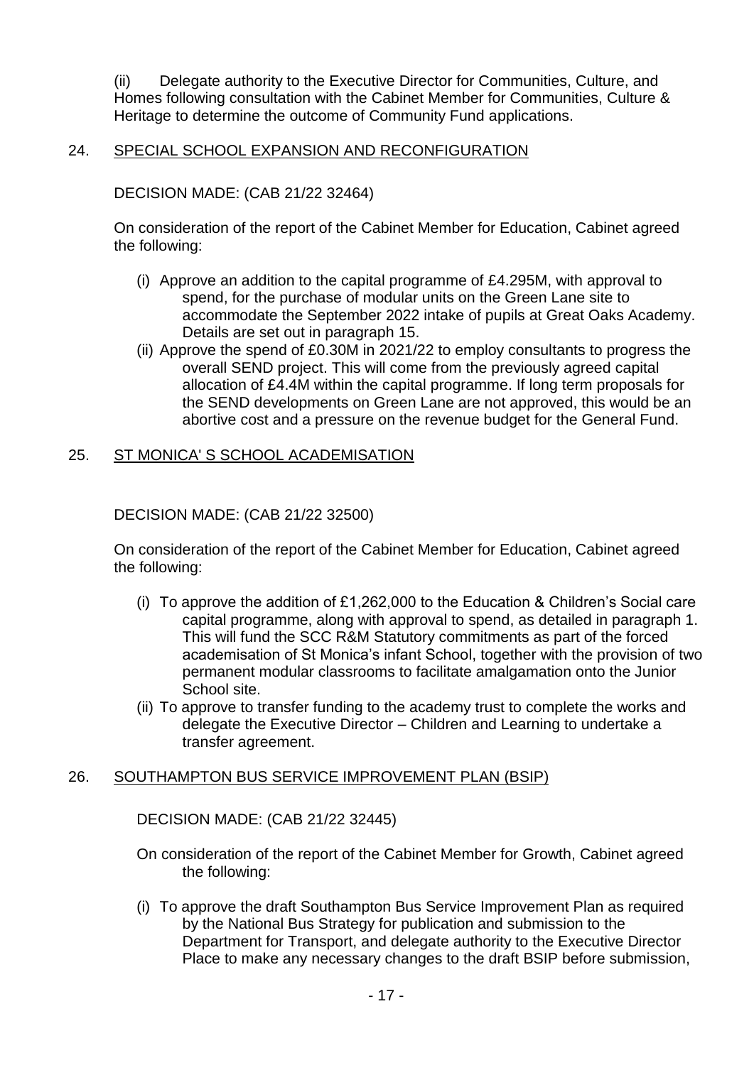(ii) Delegate authority to the Executive Director for Communities, Culture, and Homes following consultation with the Cabinet Member for Communities, Culture & Heritage to determine the outcome of Community Fund applications.

## 24. SPECIAL SCHOOL EXPANSION AND RECONFIGURATION

DECISION MADE: (CAB 21/22 32464)

On consideration of the report of the Cabinet Member for Education, Cabinet agreed the following:

(i) Approve an addition to the capital programme of £4.295M, with approval to spend, for the purchase of modular units on the Green Lane site to accommodate the September 2022 intake of pupils at Great Oaks Academy. Details are set out in paragraph 15.

(ii) Approve the spend of £0.30M in 2021/22 to employ consultants to progress the overall SEND project. This will come from the previously agreed capital allocation of £4.4M within the capital programme. If long term proposals for the SEND developments on Green Lane are not approved, this would be an abortive cost and a pressure on the revenue budget for the General Fund.

## 25. ST MONICA' S SCHOOL ACADEMISATION

DECISION MADE: (CAB 21/22 32500)

On consideration of the report of the Cabinet Member for Education, Cabinet agreed the following:

(i) To approve the addition of £1,262,000 to the Education & Children's Social care capital programme, along with approval to spend, as detailed in paragraph 1. This will fund the SCC R&M Statutory commitments as part of the forced academisation of St Monica's infant School, together with the provision of two permanent modular classrooms to facilitate amalgamation onto the Junior School site.

(ii) To approve to transfer funding to the academy trust to complete the works and delegate the Executive Director – Children and Learning to undertake a transfer agreement.

## 26. SOUTHAMPTON BUS SERVICE IMPROVEMENT PLAN (BSIP)

DECISION MADE: (CAB 21/22 32445)

On consideration of the report of the Cabinet Member for Growth, Cabinet agreed the following:

(i) To approve the draft Southampton Bus Service Improvement Plan as required by the National Bus Strategy for publication and submission to the Department for Transport, and delegate authority to the Executive Director Place to make any necessary changes to the draft BSIP before submission,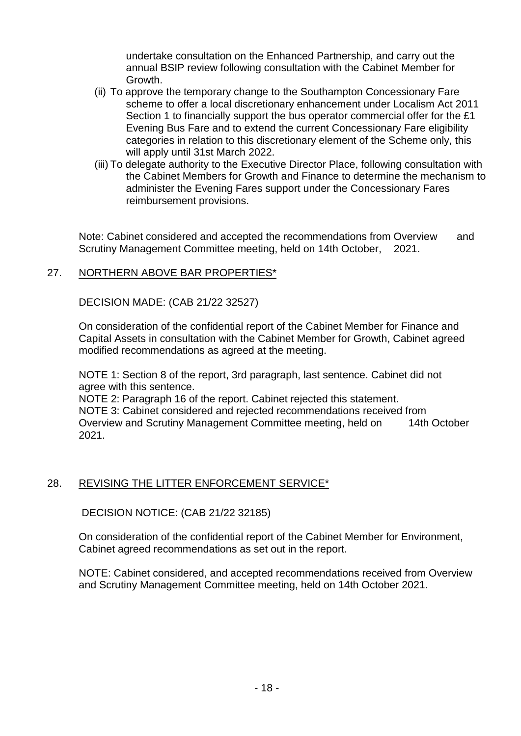undertake consultation on the Enhanced Partnership, and carry out the annual BSIP review following consultation with the Cabinet Member for Growth.

(ii) To approve the temporary change to the Southampton Concessionary Fare scheme to offer a local discretionary enhancement under Localism Act 2011 Section 1 to financially support the bus operator commercial offer for the £1 Evening Bus Fare and to extend the current Concessionary Fare eligibility categories in relation to this discretionary element of the Scheme only, this will apply until 31st March 2022.

(iii) To delegate authority to the Executive Director Place, following consultation with the Cabinet Members for Growth and Finance to determine the mechanism to administer the Evening Fares support under the Concessionary Fares reimbursement provisions.

Note: Cabinet considered and accepted the recommendations from Overview and Scrutiny Management Committee meeting, held on 14th October, 2021.

## 27. NORTHERN ABOVE BAR PROPERTIES*

DECISION MADE: (CAB 21/22 32527)

On consideration of the confidential report of the Cabinet Member for Finance and Capital Assets in consultation with the Cabinet Member for Growth, Cabinet agreed modified recommendations as agreed at the meeting.

NOTE 1: Section 8 of the report, 3rd paragraph, last sentence. Cabinet did not agree with this sentence.
NOTE 2: Paragraph 16 of the report. Cabinet rejected this statement.
NOTE 3: Cabinet considered and rejected recommendations received from Overview and Scrutiny Management Committee meeting, held on 14th October 2021.

## 28. REVISING THE LITTER ENFORCEMENT SERVICE*

DECISION NOTICE: (CAB 21/22 32185)

On consideration of the confidential report of the Cabinet Member for Environment, Cabinet agreed recommendations as set out in the report.

NOTE: Cabinet considered, and accepted recommendations received from Overview and Scrutiny Management Committee meeting, held on 14th October 2021.